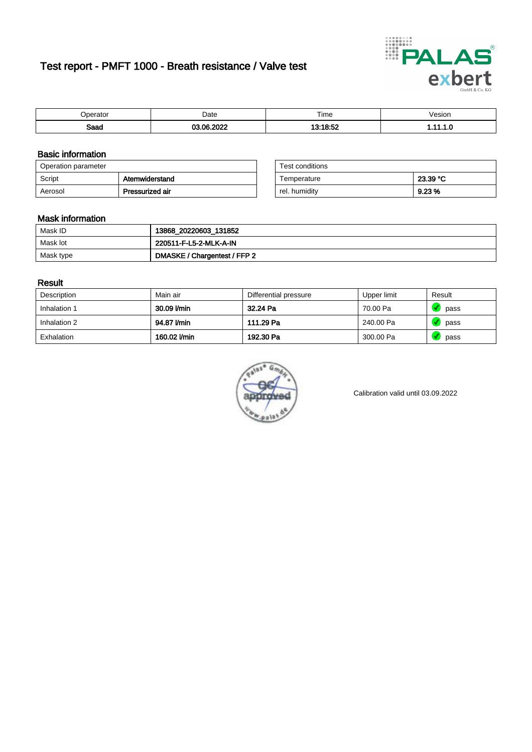# Test report - PMFT 1000 - Breath resistance / Valve test

| Operator | Date | Time | Vesion |
| --- | --- | --- | --- |
| **Saad** | **03.06.2022** | **13:18:52** | **1.11.1.0** |

## Basic information

| Operation parameter | |
| --- | --- |
| Script | **Atemwiderstand** |
| Aerosol | **Pressurized air** |

| Test conditions | |
| --- | --- |
| Temperature | **23.39 °C** |
| rel. humidity | **9.23 %** |

## Mask information

| | |
| --- | --- |
| Mask ID | **13868_20220603_131852** |
| Mask lot | **220511-F-L5-2-MLK-A-IN** |
| Mask type | **DMASKE / Chargentest / FFP 2** |

## Result

| Description | Main air | Differential pressure | Upper limit | Result |
| --- | --- | --- | --- | --- |
| Inhalation 1 | **30.09 l/min** | **32.24 Pa** | 70.00 Pa | pass |
| Inhalation 2 | **94.87 l/min** | **111.29 Pa** | 240.00 Pa | pass |
| Exhalation | **160.02 l/min** | **192.30 Pa** | 300.00 Pa | pass |

Calibration valid until 03.09.2022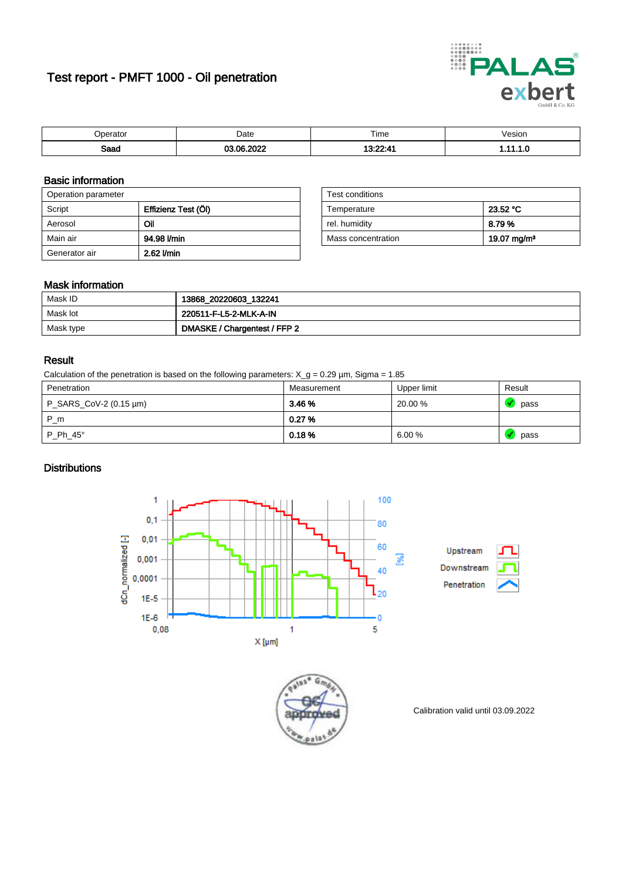# Test report - PMFT 1000 - Oil penetration

| Operator | Date | Time | Vesion |
|---|---|---|---|
| **Saad** | **03.06.2022** | **13:22:41** | **1.11.1.0** |

## Basic information

| Operation parameter | |
|---|---|
| Script | **Effizienz Test (Öl)** |
| Aerosol | **Oil** |
| Main air | **94.98 l/min** |
| Generator air | **2.62 l/min** |

| Test conditions | |
|---|---|
| Temperature | **23.52 °C** |
| rel. humidity | **8.79 %** |
| Mass concentration | **19.07 mg/m³** |

## Mask information

| | |
|---|---|
| Mask ID | **13868_20220603_132241** |
| Mask lot | **220511-F-L5-2-MLK-A-IN** |
| Mask type | **DMASKE / Chargentest / FFP 2** |

## Result

Calculation of the penetration is based on the following parameters: $X_g = 0.29$ µm, Sigma = 1.85

| Penetration | Measurement | Upper limit | Result |
|---|---|---|---|
| P_SARS_CoV-2 (0.15 µm) | **3.46 %** | 20.00 % | pass |
| P_m | **0.27 %** | | |
| P_Ph_45° | **0.18 %** | 6.00 % | pass |

## Distributions

dCn_normalized [-]
1
0,1
0,01
0,001
0,0001
1E-5
1E-6
0,08
1
5
X [µm]
[%]
100
80
60
40
20
0
Upstream
Downstream
Penetration

Calibration valid until 03.09.2022